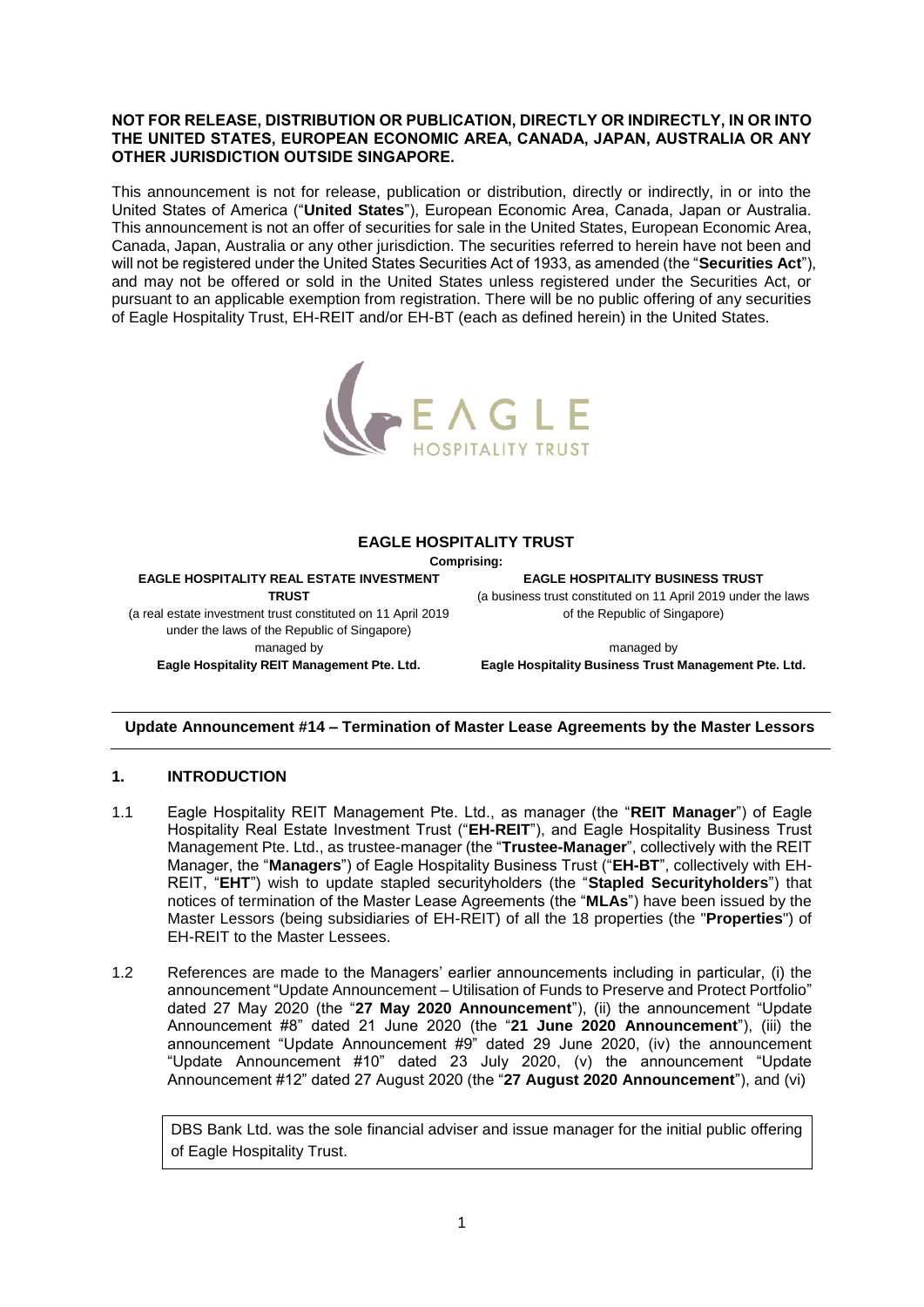**NOT FOR RELEASE, DISTRIBUTION OR PUBLICATION, DIRECTLY OR INDIRECTLY, IN OR INTO THE UNITED STATES, EUROPEAN ECONOMIC AREA, CANADA, JAPAN, AUSTRALIA OR ANY OTHER JURISDICTION OUTSIDE SINGAPORE.**

This announcement is not for release, publication or distribution, directly or indirectly, in or into the United States of America ("**United States**"), European Economic Area, Canada, Japan or Australia. This announcement is not an offer of securities for sale in the United States, European Economic Area, Canada, Japan, Australia or any other jurisdiction. The securities referred to herein have not been and will not be registered under the United States Securities Act of 1933, as amended (the "**Securities Act**"), and may not be offered or sold in the United States unless registered under the Securities Act, or pursuant to an applicable exemption from registration. There will be no public offering of any securities of Eagle Hospitality Trust, EH-REIT and/or EH-BT (each as defined herein) in the United States.

# EAGLE HOSPITALITY TRUST

**Comprising:**

**EAGLE HOSPITALITY REAL ESTATE INVESTMENT TRUST**
(a real estate investment trust constituted on 11 April 2019 under the laws of the Republic of Singapore)
managed by
**Eagle Hospitality REIT Management Pte. Ltd.**

**EAGLE HOSPITALITY BUSINESS TRUST**
(a business trust constituted on 11 April 2019 under the laws of the Republic of Singapore)
managed by
**Eagle Hospitality Business Trust Management Pte. Ltd.**

## Update Announcement #14 – Termination of Master Lease Agreements by the Master Lessors

## 1. INTRODUCTION

1.1 Eagle Hospitality REIT Management Pte. Ltd., as manager (the "**REIT Manager**") of Eagle Hospitality Real Estate Investment Trust ("**EH-REIT**"), and Eagle Hospitality Business Trust Management Pte. Ltd., as trustee-manager (the "**Trustee-Manager**", collectively with the REIT Manager, the "**Managers**") of Eagle Hospitality Business Trust ("**EH-BT**", collectively with EH-REIT, "**EHT**") wish to update stapled securityholders (the "**Stapled Securityholders**") that notices of termination of the Master Lease Agreements (the "**MLAs**") have been issued by the Master Lessors (being subsidiaries of EH-REIT) of all the 18 properties (the "**Properties**") of EH-REIT to the Master Lessees.

1.2 References are made to the Managers' earlier announcements including in particular, (i) the announcement "Update Announcement – Utilisation of Funds to Preserve and Protect Portfolio" dated 27 May 2020 (the "**27 May 2020 Announcement**"), (ii) the announcement "Update Announcement #8" dated 21 June 2020 (the "**21 June 2020 Announcement**"), (iii) the announcement "Update Announcement #9" dated 29 June 2020, (iv) the announcement "Update Announcement #10" dated 23 July 2020, (v) the announcement "Update Announcement #12" dated 27 August 2020 (the "**27 August 2020 Announcement**"), and (vi)

DBS Bank Ltd. was the sole financial adviser and issue manager for the initial public offering of Eagle Hospitality Trust.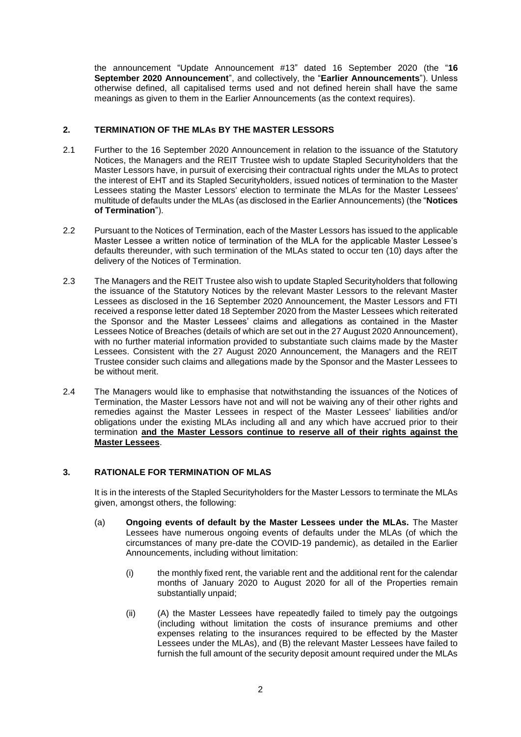the announcement "Update Announcement #13" dated 16 September 2020 (the "**16 September 2020 Announcement**", and collectively, the "**Earlier Announcements**"). Unless otherwise defined, all capitalised terms used and not defined herein shall have the same meanings as given to them in the Earlier Announcements (as the context requires).

## 2. TERMINATION OF THE MLAs BY THE MASTER LESSORS

2.1 Further to the 16 September 2020 Announcement in relation to the issuance of the Statutory Notices, the Managers and the REIT Trustee wish to update Stapled Securityholders that the Master Lessors have, in pursuit of exercising their contractual rights under the MLAs to protect the interest of EHT and its Stapled Securityholders, issued notices of termination to the Master Lessees stating the Master Lessors' election to terminate the MLAs for the Master Lessees' multitude of defaults under the MLAs (as disclosed in the Earlier Announcements) (the "**Notices of Termination**").

2.2 Pursuant to the Notices of Termination, each of the Master Lessors has issued to the applicable Master Lessee a written notice of termination of the MLA for the applicable Master Lessee's defaults thereunder, with such termination of the MLAs stated to occur ten (10) days after the delivery of the Notices of Termination.

2.3 The Managers and the REIT Trustee also wish to update Stapled Securityholders that following the issuance of the Statutory Notices by the relevant Master Lessors to the relevant Master Lessees as disclosed in the 16 September 2020 Announcement, the Master Lessors and FTI received a response letter dated 18 September 2020 from the Master Lessees which reiterated the Sponsor and the Master Lessees' claims and allegations as contained in the Master Lessees Notice of Breaches (details of which are set out in the 27 August 2020 Announcement), with no further material information provided to substantiate such claims made by the Master Lessees. Consistent with the 27 August 2020 Announcement, the Managers and the REIT Trustee consider such claims and allegations made by the Sponsor and the Master Lessees to be without merit.

2.4 The Managers would like to emphasise that notwithstanding the issuances of the Notices of Termination, the Master Lessors have not and will not be waiving any of their other rights and remedies against the Master Lessees in respect of the Master Lessees' liabilities and/or obligations under the existing MLAs including all and any which have accrued prior to their termination **and the Master Lessors continue to reserve all of their rights against the Master Lessees**.

## 3. RATIONALE FOR TERMINATION OF MLAS

It is in the interests of the Stapled Securityholders for the Master Lessors to terminate the MLAs given, amongst others, the following:

(a) **Ongoing events of default by the Master Lessees under the MLAs.** The Master Lessees have numerous ongoing events of defaults under the MLAs (of which the circumstances of many pre-date the COVID-19 pandemic), as detailed in the Earlier Announcements, including without limitation:

(i) the monthly fixed rent, the variable rent and the additional rent for the calendar months of January 2020 to August 2020 for all of the Properties remain substantially unpaid;

(ii) (A) the Master Lessees have repeatedly failed to timely pay the outgoings (including without limitation the costs of insurance premiums and other expenses relating to the insurances required to be effected by the Master Lessees under the MLAs), and (B) the relevant Master Lessees have failed to furnish the full amount of the security deposit amount required under the MLAs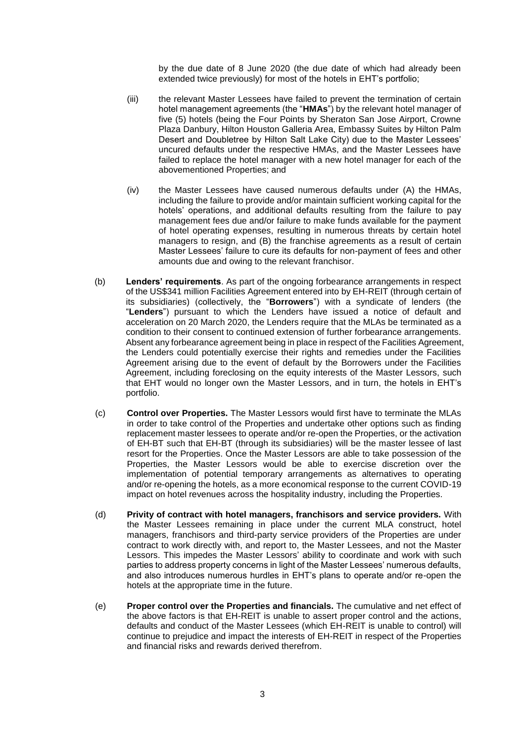by the due date of 8 June 2020 (the due date of which had already been extended twice previously) for most of the hotels in EHT's portfolio;

(iii) the relevant Master Lessees have failed to prevent the termination of certain hotel management agreements (the "**HMAs**") by the relevant hotel manager of five (5) hotels (being the Four Points by Sheraton San Jose Airport, Crowne Plaza Danbury, Hilton Houston Galleria Area, Embassy Suites by Hilton Palm Desert and Doubletree by Hilton Salt Lake City) due to the Master Lessees' uncured defaults under the respective HMAs, and the Master Lessees have failed to replace the hotel manager with a new hotel manager for each of the abovementioned Properties; and

(iv) the Master Lessees have caused numerous defaults under (A) the HMAs, including the failure to provide and/or maintain sufficient working capital for the hotels' operations, and additional defaults resulting from the failure to pay management fees due and/or failure to make funds available for the payment of hotel operating expenses, resulting in numerous threats by certain hotel managers to resign, and (B) the franchise agreements as a result of certain Master Lessees' failure to cure its defaults for non-payment of fees and other amounts due and owing to the relevant franchisor.

(b) **Lenders' requirements**. As part of the ongoing forbearance arrangements in respect of the US$341 million Facilities Agreement entered into by EH-REIT (through certain of its subsidiaries) (collectively, the "**Borrowers**") with a syndicate of lenders (the "**Lenders**") pursuant to which the Lenders have issued a notice of default and acceleration on 20 March 2020, the Lenders require that the MLAs be terminated as a condition to their consent to continued extension of further forbearance arrangements. Absent any forbearance agreement being in place in respect of the Facilities Agreement, the Lenders could potentially exercise their rights and remedies under the Facilities Agreement arising due to the event of default by the Borrowers under the Facilities Agreement, including foreclosing on the equity interests of the Master Lessors, such that EHT would no longer own the Master Lessors, and in turn, the hotels in EHT's portfolio.

(c) **Control over Properties.** The Master Lessors would first have to terminate the MLAs in order to take control of the Properties and undertake other options such as finding replacement master lessees to operate and/or re-open the Properties, or the activation of EH-BT such that EH-BT (through its subsidiaries) will be the master lessee of last resort for the Properties. Once the Master Lessors are able to take possession of the Properties, the Master Lessors would be able to exercise discretion over the implementation of potential temporary arrangements as alternatives to operating and/or re-opening the hotels, as a more economical response to the current COVID-19 impact on hotel revenues across the hospitality industry, including the Properties.

(d) **Privity of contract with hotel managers, franchisors and service providers.** With the Master Lessees remaining in place under the current MLA construct, hotel managers, franchisors and third-party service providers of the Properties are under contract to work directly with, and report to, the Master Lessees, and not the Master Lessors. This impedes the Master Lessors' ability to coordinate and work with such parties to address property concerns in light of the Master Lessees' numerous defaults, and also introduces numerous hurdles in EHT's plans to operate and/or re-open the hotels at the appropriate time in the future.

(e) **Proper control over the Properties and financials.** The cumulative and net effect of the above factors is that EH-REIT is unable to assert proper control and the actions, defaults and conduct of the Master Lessees (which EH-REIT is unable to control) will continue to prejudice and impact the interests of EH-REIT in respect of the Properties and financial risks and rewards derived therefrom.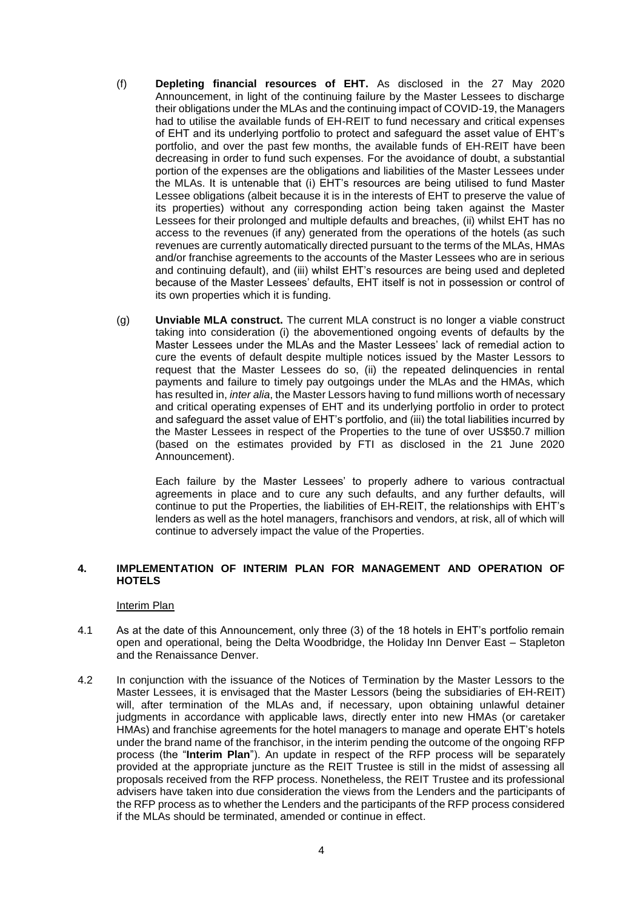(f) **Depleting financial resources of EHT.** As disclosed in the 27 May 2020 Announcement, in light of the continuing failure by the Master Lessees to discharge their obligations under the MLAs and the continuing impact of COVID-19, the Managers had to utilise the available funds of EH-REIT to fund necessary and critical expenses of EHT and its underlying portfolio to protect and safeguard the asset value of EHT's portfolio, and over the past few months, the available funds of EH-REIT have been decreasing in order to fund such expenses. For the avoidance of doubt, a substantial portion of the expenses are the obligations and liabilities of the Master Lessees under the MLAs. It is untenable that (i) EHT's resources are being utilised to fund Master Lessee obligations (albeit because it is in the interests of EHT to preserve the value of its properties) without any corresponding action being taken against the Master Lessees for their prolonged and multiple defaults and breaches, (ii) whilst EHT has no access to the revenues (if any) generated from the operations of the hotels (as such revenues are currently automatically directed pursuant to the terms of the MLAs, HMAs and/or franchise agreements to the accounts of the Master Lessees who are in serious and continuing default), and (iii) whilst EHT's resources are being used and depleted because of the Master Lessees' defaults, EHT itself is not in possession or control of its own properties which it is funding.

(g) **Unviable MLA construct.** The current MLA construct is no longer a viable construct taking into consideration (i) the abovementioned ongoing events of defaults by the Master Lessees under the MLAs and the Master Lessees' lack of remedial action to cure the events of default despite multiple notices issued by the Master Lessors to request that the Master Lessees do so, (ii) the repeated delinquencies in rental payments and failure to timely pay outgoings under the MLAs and the HMAs, which has resulted in, *inter alia*, the Master Lessors having to fund millions worth of necessary and critical operating expenses of EHT and its underlying portfolio in order to protect and safeguard the asset value of EHT's portfolio, and (iii) the total liabilities incurred by the Master Lessees in respect of the Properties to the tune of over US$50.7 million (based on the estimates provided by FTI as disclosed in the 21 June 2020 Announcement).

Each failure by the Master Lessees' to properly adhere to various contractual agreements in place and to cure any such defaults, and any further defaults, will continue to put the Properties, the liabilities of EH-REIT, the relationships with EHT's lenders as well as the hotel managers, franchisors and vendors, at risk, all of which will continue to adversely impact the value of the Properties.

## 4. IMPLEMENTATION OF INTERIM PLAN FOR MANAGEMENT AND OPERATION OF HOTELS

Interim Plan

4.1 As at the date of this Announcement, only three (3) of the 18 hotels in EHT's portfolio remain open and operational, being the Delta Woodbridge, the Holiday Inn Denver East – Stapleton and the Renaissance Denver.

4.2 In conjunction with the issuance of the Notices of Termination by the Master Lessors to the Master Lessees, it is envisaged that the Master Lessors (being the subsidiaries of EH-REIT) will, after termination of the MLAs and, if necessary, upon obtaining unlawful detainer judgments in accordance with applicable laws, directly enter into new HMAs (or caretaker HMAs) and franchise agreements for the hotel managers to manage and operate EHT's hotels under the brand name of the franchisor, in the interim pending the outcome of the ongoing RFP process (the "**Interim Plan**"). An update in respect of the RFP process will be separately provided at the appropriate juncture as the REIT Trustee is still in the midst of assessing all proposals received from the RFP process. Nonetheless, the REIT Trustee and its professional advisers have taken into due consideration the views from the Lenders and the participants of the RFP process as to whether the Lenders and the participants of the RFP process considered if the MLAs should be terminated, amended or continue in effect.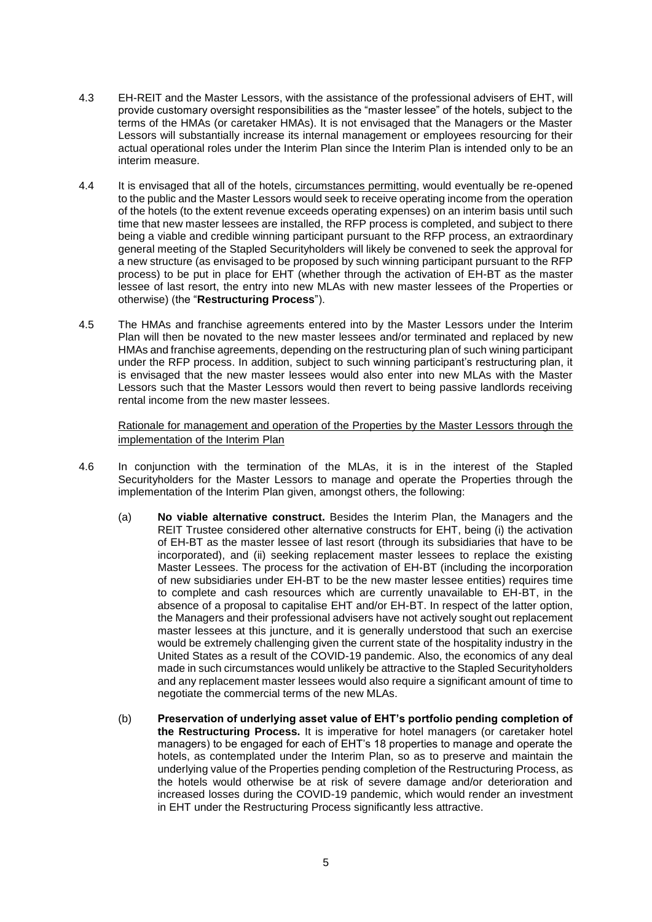4.3 EH-REIT and the Master Lessors, with the assistance of the professional advisers of EHT, will provide customary oversight responsibilities as the "master lessee" of the hotels, subject to the terms of the HMAs (or caretaker HMAs). It is not envisaged that the Managers or the Master Lessors will substantially increase its internal management or employees resourcing for their actual operational roles under the Interim Plan since the Interim Plan is intended only to be an interim measure.

4.4 It is envisaged that all of the hotels, circumstances permitting, would eventually be re-opened to the public and the Master Lessors would seek to receive operating income from the operation of the hotels (to the extent revenue exceeds operating expenses) on an interim basis until such time that new master lessees are installed, the RFP process is completed, and subject to there being a viable and credible winning participant pursuant to the RFP process, an extraordinary general meeting of the Stapled Securityholders will likely be convened to seek the approval for a new structure (as envisaged to be proposed by such winning participant pursuant to the RFP process) to be put in place for EHT (whether through the activation of EH-BT as the master lessee of last resort, the entry into new MLAs with new master lessees of the Properties or otherwise) (the "**Restructuring Process**").

4.5 The HMAs and franchise agreements entered into by the Master Lessors under the Interim Plan will then be novated to the new master lessees and/or terminated and replaced by new HMAs and franchise agreements, depending on the restructuring plan of such wining participant under the RFP process. In addition, subject to such winning participant's restructuring plan, it is envisaged that the new master lessees would also enter into new MLAs with the Master Lessors such that the Master Lessors would then revert to being passive landlords receiving rental income from the new master lessees.

Rationale for management and operation of the Properties by the Master Lessors through the implementation of the Interim Plan

4.6 In conjunction with the termination of the MLAs, it is in the interest of the Stapled Securityholders for the Master Lessors to manage and operate the Properties through the implementation of the Interim Plan given, amongst others, the following:

(a) **No viable alternative construct.** Besides the Interim Plan, the Managers and the REIT Trustee considered other alternative constructs for EHT, being (i) the activation of EH-BT as the master lessee of last resort (through its subsidiaries that have to be incorporated), and (ii) seeking replacement master lessees to replace the existing Master Lessees. The process for the activation of EH-BT (including the incorporation of new subsidiaries under EH-BT to be the new master lessee entities) requires time to complete and cash resources which are currently unavailable to EH-BT, in the absence of a proposal to capitalise EHT and/or EH-BT. In respect of the latter option, the Managers and their professional advisers have not actively sought out replacement master lessees at this juncture, and it is generally understood that such an exercise would be extremely challenging given the current state of the hospitality industry in the United States as a result of the COVID-19 pandemic. Also, the economics of any deal made in such circumstances would unlikely be attractive to the Stapled Securityholders and any replacement master lessees would also require a significant amount of time to negotiate the commercial terms of the new MLAs.

(b) **Preservation of underlying asset value of EHT's portfolio pending completion of the Restructuring Process.** It is imperative for hotel managers (or caretaker hotel managers) to be engaged for each of EHT's 18 properties to manage and operate the hotels, as contemplated under the Interim Plan, so as to preserve and maintain the underlying value of the Properties pending completion of the Restructuring Process, as the hotels would otherwise be at risk of severe damage and/or deterioration and increased losses during the COVID-19 pandemic, which would render an investment in EHT under the Restructuring Process significantly less attractive.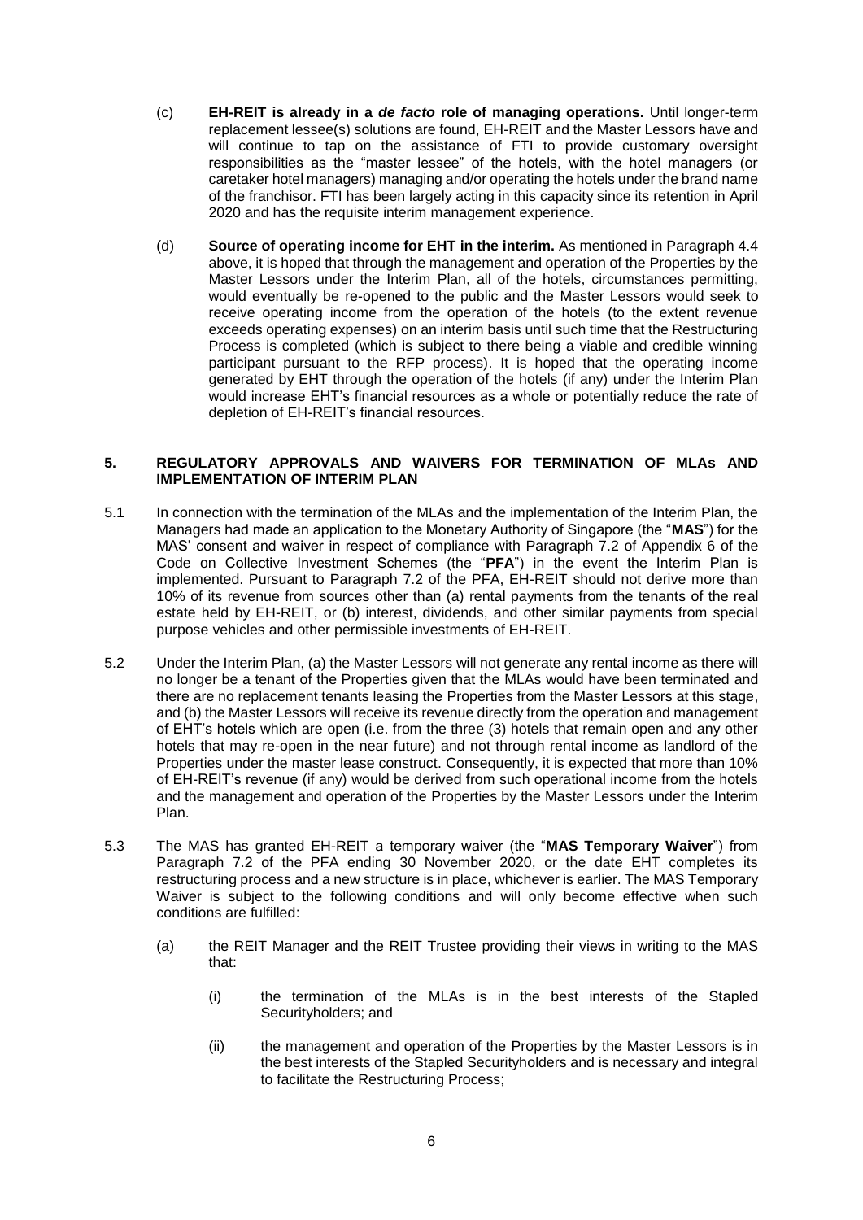(c) **EH-REIT is already in a *de facto* role of managing operations.** Until longer-term replacement lessee(s) solutions are found, EH-REIT and the Master Lessors have and will continue to tap on the assistance of FTI to provide customary oversight responsibilities as the "master lessee" of the hotels, with the hotel managers (or caretaker hotel managers) managing and/or operating the hotels under the brand name of the franchisor. FTI has been largely acting in this capacity since its retention in April 2020 and has the requisite interim management experience.

(d) **Source of operating income for EHT in the interim.** As mentioned in Paragraph 4.4 above, it is hoped that through the management and operation of the Properties by the Master Lessors under the Interim Plan, all of the hotels, circumstances permitting, would eventually be re-opened to the public and the Master Lessors would seek to receive operating income from the operation of the hotels (to the extent revenue exceeds operating expenses) on an interim basis until such time that the Restructuring Process is completed (which is subject to there being a viable and credible winning participant pursuant to the RFP process). It is hoped that the operating income generated by EHT through the operation of the hotels (if any) under the Interim Plan would increase EHT's financial resources as a whole or potentially reduce the rate of depletion of EH-REIT's financial resources.

## 5. REGULATORY APPROVALS AND WAIVERS FOR TERMINATION OF MLAs AND IMPLEMENTATION OF INTERIM PLAN

5.1 In connection with the termination of the MLAs and the implementation of the Interim Plan, the Managers had made an application to the Monetary Authority of Singapore (the "**MAS**") for the MAS' consent and waiver in respect of compliance with Paragraph 7.2 of Appendix 6 of the Code on Collective Investment Schemes (the "**PFA**") in the event the Interim Plan is implemented. Pursuant to Paragraph 7.2 of the PFA, EH-REIT should not derive more than 10% of its revenue from sources other than (a) rental payments from the tenants of the real estate held by EH-REIT, or (b) interest, dividends, and other similar payments from special purpose vehicles and other permissible investments of EH-REIT.

5.2 Under the Interim Plan, (a) the Master Lessors will not generate any rental income as there will no longer be a tenant of the Properties given that the MLAs would have been terminated and there are no replacement tenants leasing the Properties from the Master Lessors at this stage, and (b) the Master Lessors will receive its revenue directly from the operation and management of EHT's hotels which are open (i.e. from the three (3) hotels that remain open and any other hotels that may re-open in the near future) and not through rental income as landlord of the Properties under the master lease construct. Consequently, it is expected that more than 10% of EH-REIT's revenue (if any) would be derived from such operational income from the hotels and the management and operation of the Properties by the Master Lessors under the Interim Plan.

5.3 The MAS has granted EH-REIT a temporary waiver (the "**MAS Temporary Waiver**") from Paragraph 7.2 of the PFA ending 30 November 2020, or the date EHT completes its restructuring process and a new structure is in place, whichever is earlier. The MAS Temporary Waiver is subject to the following conditions and will only become effective when such conditions are fulfilled:

(a) the REIT Manager and the REIT Trustee providing their views in writing to the MAS that:

(i) the termination of the MLAs is in the best interests of the Stapled Securityholders; and

(ii) the management and operation of the Properties by the Master Lessors is in the best interests of the Stapled Securityholders and is necessary and integral to facilitate the Restructuring Process;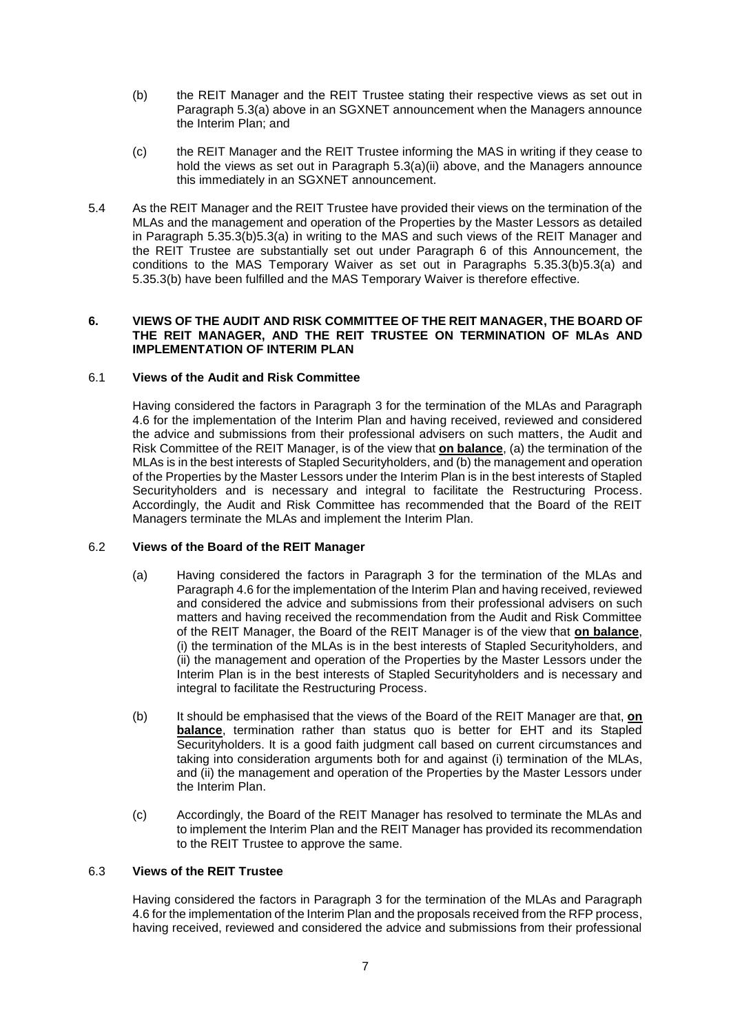(b) the REIT Manager and the REIT Trustee stating their respective views as set out in Paragraph 5.3(a) above in an SGXNET announcement when the Managers announce the Interim Plan; and

(c) the REIT Manager and the REIT Trustee informing the MAS in writing if they cease to hold the views as set out in Paragraph 5.3(a)(ii) above, and the Managers announce this immediately in an SGXNET announcement.

5.4 As the REIT Manager and the REIT Trustee have provided their views on the termination of the MLAs and the management and operation of the Properties by the Master Lessors as detailed in Paragraph 5.35.3(b)5.3(a) in writing to the MAS and such views of the REIT Manager and the REIT Trustee are substantially set out under Paragraph 6 of this Announcement, the conditions to the MAS Temporary Waiver as set out in Paragraphs 5.35.3(b)5.3(a) and 5.35.3(b) have been fulfilled and the MAS Temporary Waiver is therefore effective.

## 6. VIEWS OF THE AUDIT AND RISK COMMITTEE OF THE REIT MANAGER, THE BOARD OF THE REIT MANAGER, AND THE REIT TRUSTEE ON TERMINATION OF MLAs AND IMPLEMENTATION OF INTERIM PLAN

### 6.1 Views of the Audit and Risk Committee

Having considered the factors in Paragraph 3 for the termination of the MLAs and Paragraph 4.6 for the implementation of the Interim Plan and having received, reviewed and considered the advice and submissions from their professional advisers on such matters, the Audit and Risk Committee of the REIT Manager, is of the view that **on balance**, (a) the termination of the MLAs is in the best interests of Stapled Securityholders, and (b) the management and operation of the Properties by the Master Lessors under the Interim Plan is in the best interests of Stapled Securityholders and is necessary and integral to facilitate the Restructuring Process. Accordingly, the Audit and Risk Committee has recommended that the Board of the REIT Managers terminate the MLAs and implement the Interim Plan.

### 6.2 Views of the Board of the REIT Manager

(a) Having considered the factors in Paragraph 3 for the termination of the MLAs and Paragraph 4.6 for the implementation of the Interim Plan and having received, reviewed and considered the advice and submissions from their professional advisers on such matters and having received the recommendation from the Audit and Risk Committee of the REIT Manager, the Board of the REIT Manager is of the view that **on balance**, (i) the termination of the MLAs is in the best interests of Stapled Securityholders, and (ii) the management and operation of the Properties by the Master Lessors under the Interim Plan is in the best interests of Stapled Securityholders and is necessary and integral to facilitate the Restructuring Process.

(b) It should be emphasised that the views of the Board of the REIT Manager are that, **on balance**, termination rather than status quo is better for EHT and its Stapled Securityholders. It is a good faith judgment call based on current circumstances and taking into consideration arguments both for and against (i) termination of the MLAs, and (ii) the management and operation of the Properties by the Master Lessors under the Interim Plan.

(c) Accordingly, the Board of the REIT Manager has resolved to terminate the MLAs and to implement the Interim Plan and the REIT Manager has provided its recommendation to the REIT Trustee to approve the same.

### 6.3 Views of the REIT Trustee

Having considered the factors in Paragraph 3 for the termination of the MLAs and Paragraph 4.6 for the implementation of the Interim Plan and the proposals received from the RFP process, having received, reviewed and considered the advice and submissions from their professional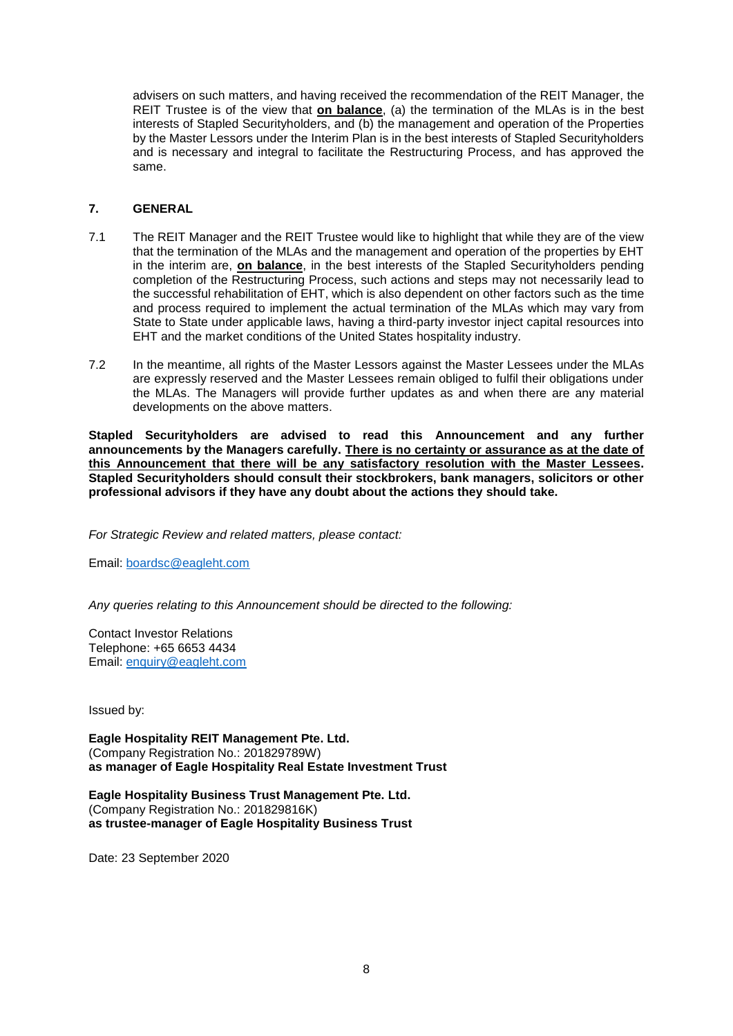advisers on such matters, and having received the recommendation of the REIT Manager, the REIT Trustee is of the view that **on balance**, (a) the termination of the MLAs is in the best interests of Stapled Securityholders, and (b) the management and operation of the Properties by the Master Lessors under the Interim Plan is in the best interests of Stapled Securityholders and is necessary and integral to facilitate the Restructuring Process, and has approved the same.

## 7. GENERAL

7.1 The REIT Manager and the REIT Trustee would like to highlight that while they are of the view that the termination of the MLAs and the management and operation of the properties by EHT in the interim are, **on balance**, in the best interests of the Stapled Securityholders pending completion of the Restructuring Process, such actions and steps may not necessarily lead to the successful rehabilitation of EHT, which is also dependent on other factors such as the time and process required to implement the actual termination of the MLAs which may vary from State to State under applicable laws, having a third-party investor inject capital resources into EHT and the market conditions of the United States hospitality industry.

7.2 In the meantime, all rights of the Master Lessors against the Master Lessees under the MLAs are expressly reserved and the Master Lessees remain obliged to fulfil their obligations under the MLAs. The Managers will provide further updates as and when there are any material developments on the above matters.

**Stapled Securityholders are advised to read this Announcement and any further announcements by the Managers carefully. <u>There is no certainty or assurance as at the date of this Announcement that there will be any satisfactory resolution with the Master Lessees</u>. Stapled Securityholders should consult their stockbrokers, bank managers, solicitors or other professional advisors if they have any doubt about the actions they should take.**

*For Strategic Review and related matters, please contact:*

Email: boardsc@eagleht.com

*Any queries relating to this Announcement should be directed to the following:*

Contact Investor Relations
Telephone: +65 6653 4434
Email: enquiry@eagleht.com

Issued by:

**Eagle Hospitality REIT Management Pte. Ltd.**
(Company Registration No.: 201829789W)
**as manager of Eagle Hospitality Real Estate Investment Trust**

**Eagle Hospitality Business Trust Management Pte. Ltd.**
(Company Registration No.: 201829816K)
**as trustee-manager of Eagle Hospitality Business Trust**

Date: 23 September 2020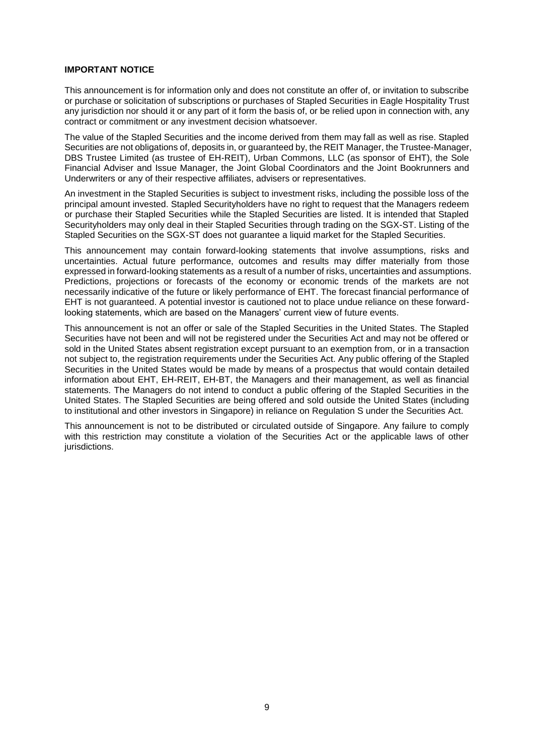**IMPORTANT NOTICE**

This announcement is for information only and does not constitute an offer of, or invitation to subscribe or purchase or solicitation of subscriptions or purchases of Stapled Securities in Eagle Hospitality Trust any jurisdiction nor should it or any part of it form the basis of, or be relied upon in connection with, any contract or commitment or any investment decision whatsoever.

The value of the Stapled Securities and the income derived from them may fall as well as rise. Stapled Securities are not obligations of, deposits in, or guaranteed by, the REIT Manager, the Trustee-Manager, DBS Trustee Limited (as trustee of EH-REIT), Urban Commons, LLC (as sponsor of EHT), the Sole Financial Adviser and Issue Manager, the Joint Global Coordinators and the Joint Bookrunners and Underwriters or any of their respective affiliates, advisers or representatives.

An investment in the Stapled Securities is subject to investment risks, including the possible loss of the principal amount invested. Stapled Securityholders have no right to request that the Managers redeem or purchase their Stapled Securities while the Stapled Securities are listed. It is intended that Stapled Securityholders may only deal in their Stapled Securities through trading on the SGX-ST. Listing of the Stapled Securities on the SGX-ST does not guarantee a liquid market for the Stapled Securities.

This announcement may contain forward-looking statements that involve assumptions, risks and uncertainties. Actual future performance, outcomes and results may differ materially from those expressed in forward-looking statements as a result of a number of risks, uncertainties and assumptions. Predictions, projections or forecasts of the economy or economic trends of the markets are not necessarily indicative of the future or likely performance of EHT. The forecast financial performance of EHT is not guaranteed. A potential investor is cautioned not to place undue reliance on these forward-looking statements, which are based on the Managers' current view of future events.

This announcement is not an offer or sale of the Stapled Securities in the United States. The Stapled Securities have not been and will not be registered under the Securities Act and may not be offered or sold in the United States absent registration except pursuant to an exemption from, or in a transaction not subject to, the registration requirements under the Securities Act. Any public offering of the Stapled Securities in the United States would be made by means of a prospectus that would contain detailed information about EHT, EH-REIT, EH-BT, the Managers and their management, as well as financial statements. The Managers do not intend to conduct a public offering of the Stapled Securities in the United States. The Stapled Securities are being offered and sold outside the United States (including to institutional and other investors in Singapore) in reliance on Regulation S under the Securities Act.

This announcement is not to be distributed or circulated outside of Singapore. Any failure to comply with this restriction may constitute a violation of the Securities Act or the applicable laws of other jurisdictions.